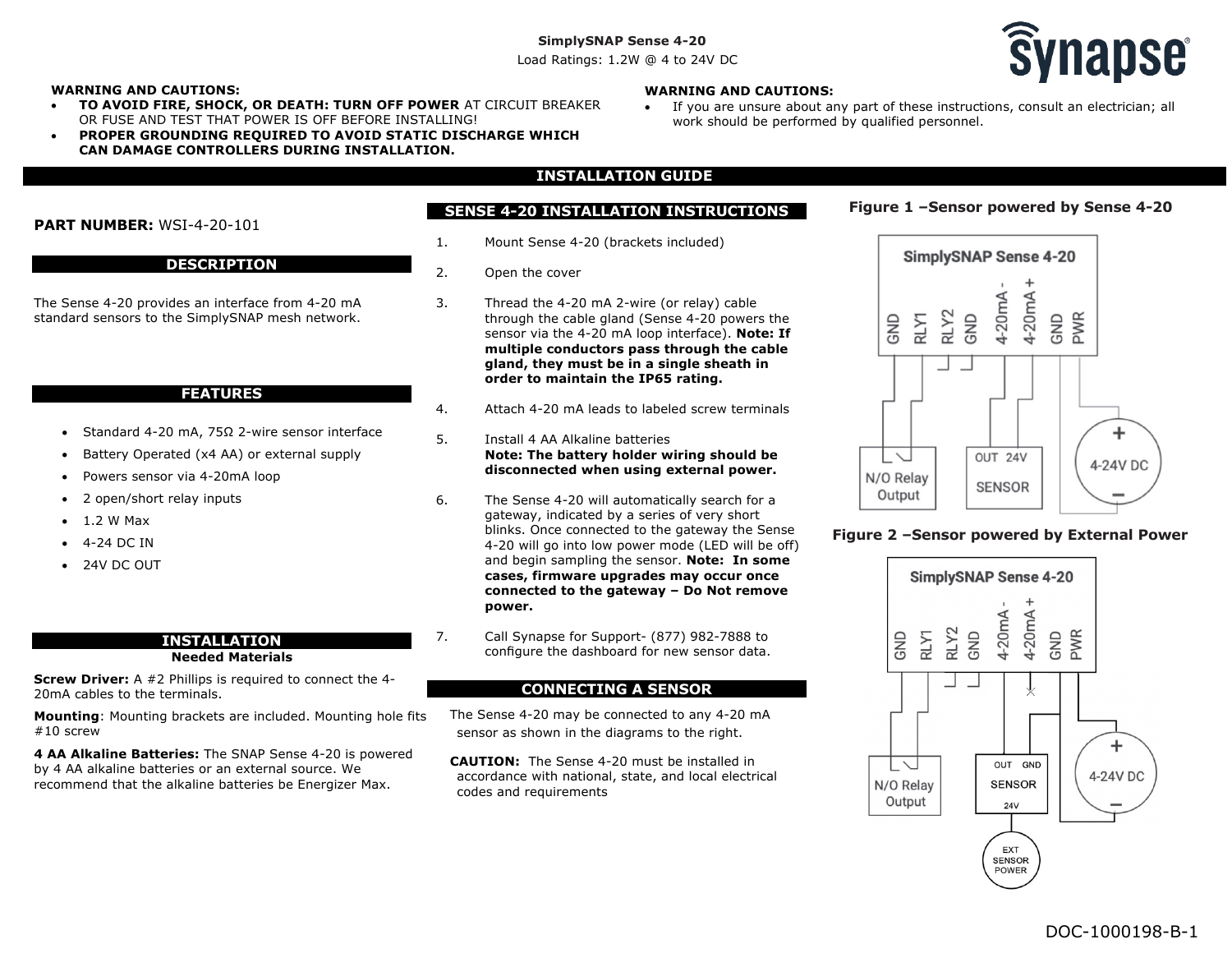**SimplySNAP Sense 4-20**

Load Ratings: 1.2W @ 4 to 24V DC

**WARNING AND CAUTIONS:**

- **TO AVOID FIRE, SHOCK, OR DEATH: TURN OFF POWER** AT CIRCUIT BREAKER OR FUSE AND TEST THAT POWER IS OFF BEFORE INSTALLING!
- **PROPER GROUNDING REQUIRED TO AVOID STATIC DISCHARGE WHICH CAN DAMAGE CONTROLLERS DURING INSTALLATION.**

**WARNING AND CAUTIONS:**

- If you are unsure about any part of these instructions, consult an electrician; all work should be performed by qualified personnel.

## INSTALLATION GUIDE

**PART NUMBER:** WSI-4-20-101

### DESCRIPTION

The Sense 4-20 provides an interface from 4-20 mA standard sensors to the SimplySNAP mesh network.

### FEATURES

- Standard 4-20 mA, 75Ω 2-wire sensor interface
- Battery Operated (x4 AA) or external supply
- Powers sensor via 4-20mA loop
- 2 open/short relay inputs
- 1.2 W Max
- 4-24 DC IN
- 24V DC OUT

### INSTALLATION

**Needed Materials**

**Screw Driver:** A #2 Phillips is required to connect the 4-20mA cables to the terminals.

**Mounting**: Mounting brackets are included. Mounting hole fits #10 screw

**4 AA Alkaline Batteries:** The SNAP Sense 4-20 is powered by 4 AA alkaline batteries or an external source. We recommend that the alkaline batteries be Energizer Max.

### SENSE 4-20 INSTALLATION INSTRUCTIONS

1. Mount Sense 4-20 (brackets included)
2. Open the cover
3. Thread the 4-20 mA 2-wire (or relay) cable through the cable gland (Sense 4-20 powers the sensor via the 4-20 mA loop interface). **Note: If multiple conductors pass through the cable gland, they must be in a single sheath in order to maintain the IP65 rating.**
4. Attach 4-20 mA leads to labeled screw terminals
5. Install 4 AA Alkaline batteries
   **Note: The battery holder wiring should be disconnected when using external power.**
6. The Sense 4-20 will automatically search for a gateway, indicated by a series of very short blinks. Once connected to the gateway the Sense 4-20 will go into low power mode (LED will be off) and begin sampling the sensor. **Note: In some cases, firmware upgrades may occur once connected to the gateway – Do Not remove power.**
7. Call Synapse for Support- (877) 982-7888 to configure the dashboard for new sensor data.

### CONNECTING A SENSOR

The Sense 4-20 may be connected to any 4-20 mA sensor as shown in the diagrams to the right.

**CAUTION:** The Sense 4-20 must be installed in accordance with national, state, and local electrical codes and requirements

**Figure 1 –Sensor powered by Sense 4-20**

**Figure 2 –Sensor powered by External Power**

DOC-1000198-B-1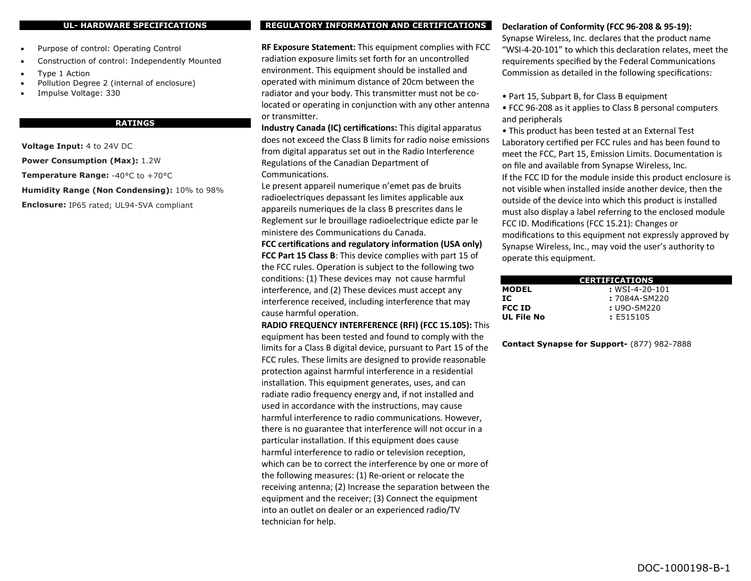## UL- HARDWARE SPECIFICATIONS

- Purpose of control: Operating Control
- Construction of control: Independently Mounted
- Type 1 Action
- Pollution Degree 2 (internal of enclosure)
- Impulse Voltage: 330

## RATINGS

**Voltage Input:** 4 to 24V DC

**Power Consumption (Max):** 1.2W

**Temperature Range:** -40°C to +70°C

**Humidity Range (Non Condensing):** 10% to 98%

**Enclosure:** IP65 rated; UL94-5VA compliant

## REGULATORY INFORMATION AND CERTIFICATIONS

**RF Exposure Statement:** This equipment complies with FCC radiation exposure limits set forth for an uncontrolled environment. This equipment should be installed and operated with minimum distance of 20cm between the radiator and your body. This transmitter must not be co-located or operating in conjunction with any other antenna or transmitter.

**Industry Canada (IC) certifications:** This digital apparatus does not exceed the Class B limits for radio noise emissions from digital apparatus set out in the Radio Interference Regulations of the Canadian Department of Communications.

Le present appareil numerique n'emet pas de bruits radioelectriques depassant les limites applicable aux appareils numeriques de la class B prescrites dans le Reglement sur le brouillage radioelectrique edicte par le ministere des Communications du Canada.

**FCC certifications and regulatory information (USA only)**

**FCC Part 15 Class B**: This device complies with part 15 of the FCC rules. Operation is subject to the following two conditions: (1) These devices may not cause harmful interference, and (2) These devices must accept any interference received, including interference that may cause harmful operation.

**RADIO FREQUENCY INTERFERENCE (RFI) (FCC 15.105):** This equipment has been tested and found to comply with the limits for a Class B digital device, pursuant to Part 15 of the FCC rules. These limits are designed to provide reasonable protection against harmful interference in a residential installation. This equipment generates, uses, and can radiate radio frequency energy and, if not installed and used in accordance with the instructions, may cause harmful interference to radio communications. However, there is no guarantee that interference will not occur in a particular installation. If this equipment does cause harmful interference to radio or television reception, which can be to correct the interference by one or more of the following measures: (1) Re-orient or relocate the receiving antenna; (2) Increase the separation between the equipment and the receiver; (3) Connect the equipment into an outlet on dealer or an experienced radio/TV technician for help.

**Declaration of Conformity (FCC 96-208 & 95-19):** Synapse Wireless, Inc. declares that the product name "WSI-4-20-101" to which this declaration relates, meet the requirements specified by the Federal Communications Commission as detailed in the following specifications:

- Part 15, Subpart B, for Class B equipment
- FCC 96-208 as it applies to Class B personal computers and peripherals
- This product has been tested at an External Test Laboratory certified per FCC rules and has been found to meet the FCC, Part 15, Emission Limits. Documentation is on file and available from Synapse Wireless, Inc.

If the FCC ID for the module inside this product enclosure is not visible when installed inside another device, then the outside of the device into which this product is installed must also display a label referring to the enclosed module FCC ID. Modifications (FCC 15.21): Changes or modifications to this equipment not expressly approved by Synapse Wireless, Inc., may void the user's authority to operate this equipment.

## CERTIFICATIONS

| | |
|---|---|
| **MODEL** | **:** WSI-4-20-101 |
| **IC** | **:** 7084A-SM220 |
| **FCC ID** | **:** U9O-SM220 |
| **UL File No** | **:** E515105 |

**Contact Synapse for Support-** (877) 982-7888

DOC-1000198-B-1